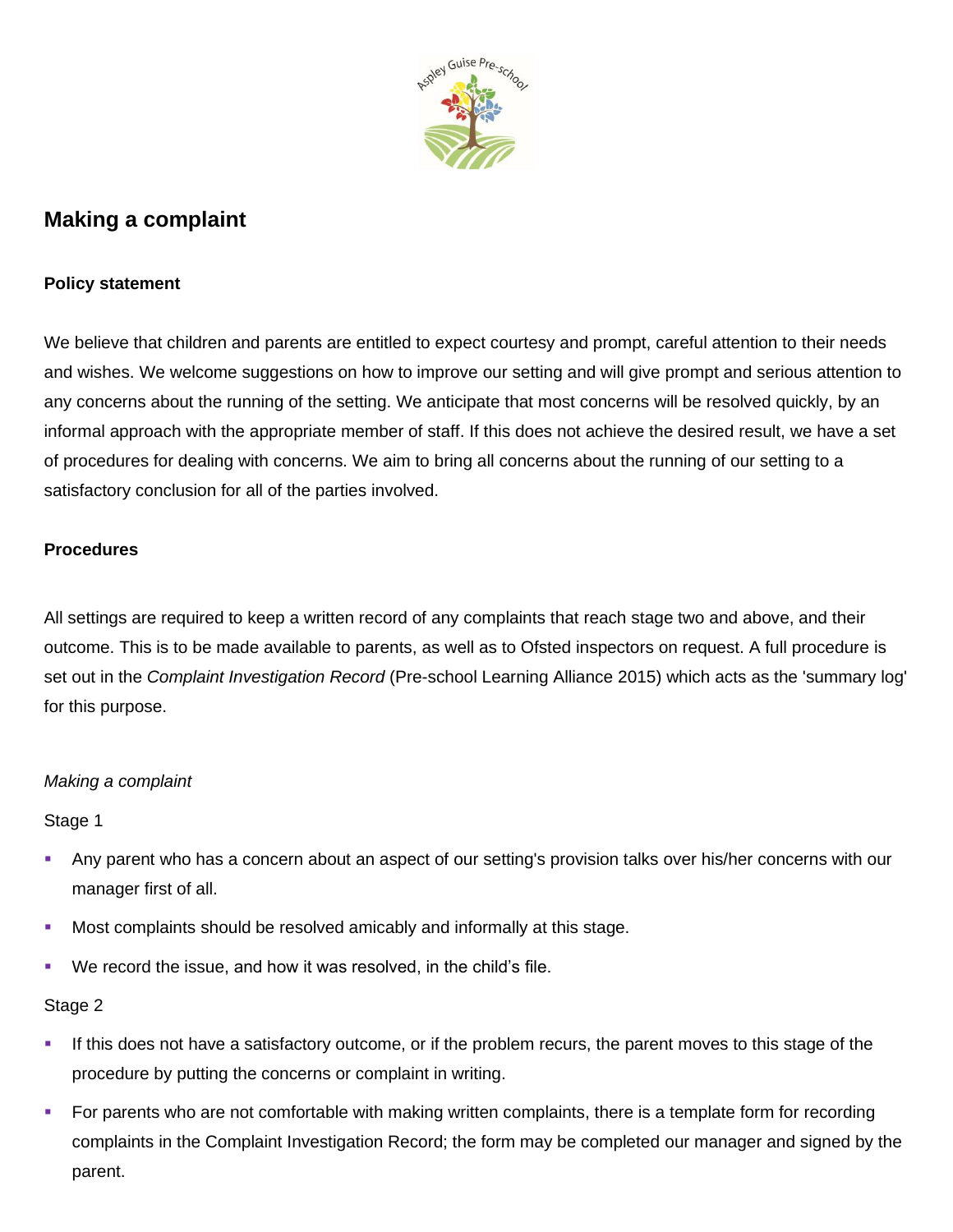## Making a complaint

**Policy statement**

We believe that children and parents are entitled to expect courtesy and prompt, careful attention to their needs and wishes. We welcome suggestions on how to improve our setting and will give prompt and serious attention to any concerns about the running of the setting. We anticipate that most concerns will be resolved quickly, by an informal approach with the appropriate member of staff. If this does not achieve the desired result, we have a set of procedures for dealing with concerns. We aim to bring all concerns about the running of our setting to a satisfactory conclusion for all of the parties involved.

**Procedures**

All settings are required to keep a written record of any complaints that reach stage two and above, and their outcome. This is to be made available to parents, as well as to Ofsted inspectors on request. A full procedure is set out in the *Complaint Investigation Record* (Pre-school Learning Alliance 2015) which acts as the 'summary log' for this purpose.

*Making a complaint*

Stage 1

- Any parent who has a concern about an aspect of our setting's provision talks over his/her concerns with our manager first of all.
- Most complaints should be resolved amicably and informally at this stage.
- We record the issue, and how it was resolved, in the child's file.

Stage 2

- If this does not have a satisfactory outcome, or if the problem recurs, the parent moves to this stage of the procedure by putting the concerns or complaint in writing.
- For parents who are not comfortable with making written complaints, there is a template form for recording complaints in the Complaint Investigation Record; the form may be completed our manager and signed by the parent.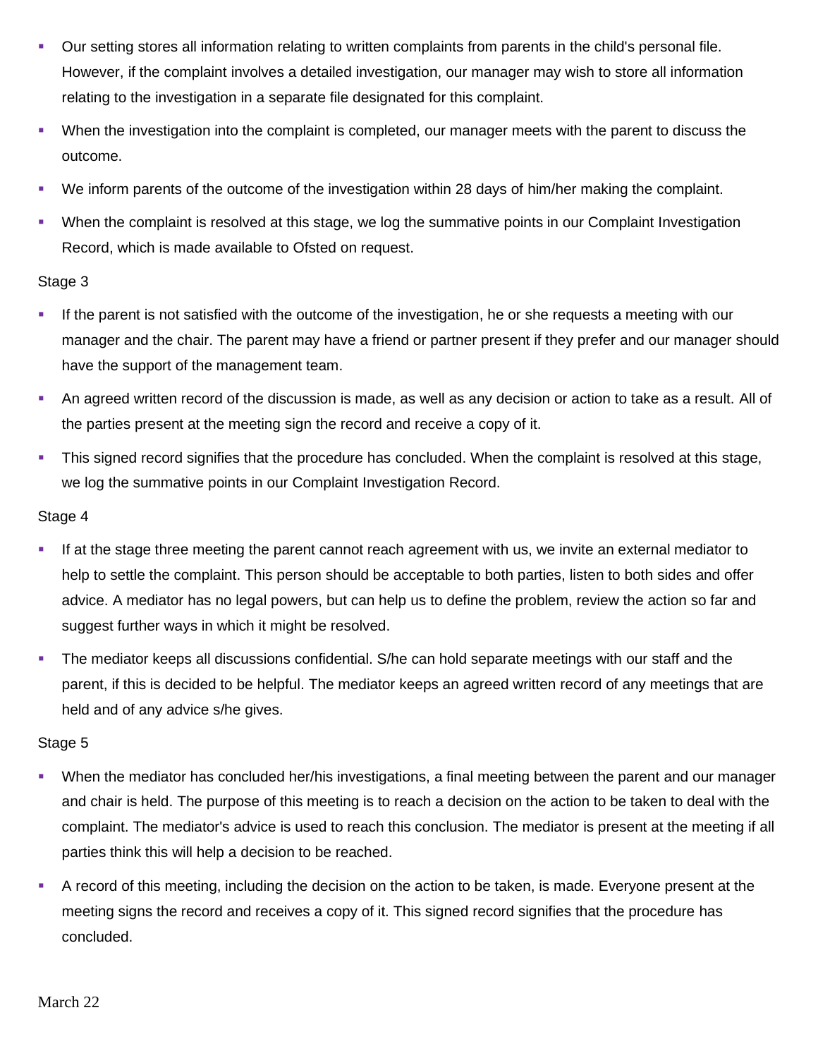- Our setting stores all information relating to written complaints from parents in the child's personal file. However, if the complaint involves a detailed investigation, our manager may wish to store all information relating to the investigation in a separate file designated for this complaint.
- When the investigation into the complaint is completed, our manager meets with the parent to discuss the outcome.
- We inform parents of the outcome of the investigation within 28 days of him/her making the complaint.
- When the complaint is resolved at this stage, we log the summative points in our Complaint Investigation Record, which is made available to Ofsted on request.

Stage 3

- If the parent is not satisfied with the outcome of the investigation, he or she requests a meeting with our manager and the chair. The parent may have a friend or partner present if they prefer and our manager should have the support of the management team.
- An agreed written record of the discussion is made, as well as any decision or action to take as a result. All of the parties present at the meeting sign the record and receive a copy of it.
- This signed record signifies that the procedure has concluded. When the complaint is resolved at this stage, we log the summative points in our Complaint Investigation Record.

Stage 4

- If at the stage three meeting the parent cannot reach agreement with us, we invite an external mediator to help to settle the complaint. This person should be acceptable to both parties, listen to both sides and offer advice. A mediator has no legal powers, but can help us to define the problem, review the action so far and suggest further ways in which it might be resolved.
- The mediator keeps all discussions confidential. S/he can hold separate meetings with our staff and the parent, if this is decided to be helpful. The mediator keeps an agreed written record of any meetings that are held and of any advice s/he gives.

Stage 5

- When the mediator has concluded her/his investigations, a final meeting between the parent and our manager and chair is held. The purpose of this meeting is to reach a decision on the action to be taken to deal with the complaint. The mediator's advice is used to reach this conclusion. The mediator is present at the meeting if all parties think this will help a decision to be reached.
- A record of this meeting, including the decision on the action to be taken, is made. Everyone present at the meeting signs the record and receives a copy of it. This signed record signifies that the procedure has concluded.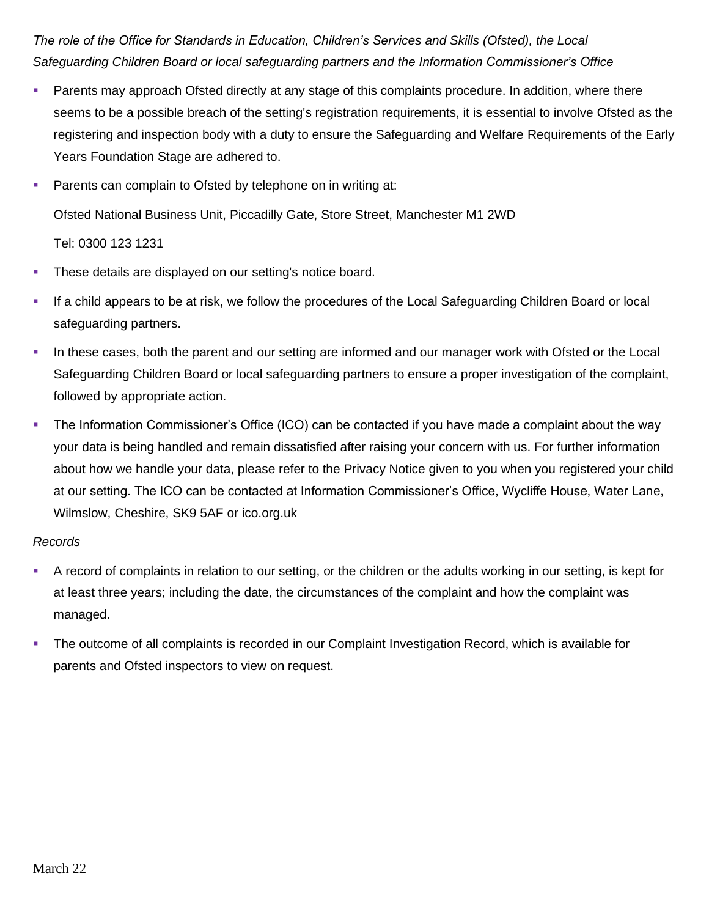*The role of the Office for Standards in Education, Children's Services and Skills (Ofsted), the Local Safeguarding Children Board or local safeguarding partners and the Information Commissioner's Office*

- Parents may approach Ofsted directly at any stage of this complaints procedure. In addition, where there seems to be a possible breach of the setting's registration requirements, it is essential to involve Ofsted as the registering and inspection body with a duty to ensure the Safeguarding and Welfare Requirements of the Early Years Foundation Stage are adhered to.
- Parents can complain to Ofsted by telephone on in writing at:

  Ofsted National Business Unit, Piccadilly Gate, Store Street, Manchester M1 2WD

  Tel: 0300 123 1231
- These details are displayed on our setting's notice board.
- If a child appears to be at risk, we follow the procedures of the Local Safeguarding Children Board or local safeguarding partners.
- In these cases, both the parent and our setting are informed and our manager work with Ofsted or the Local Safeguarding Children Board or local safeguarding partners to ensure a proper investigation of the complaint, followed by appropriate action.
- The Information Commissioner's Office (ICO) can be contacted if you have made a complaint about the way your data is being handled and remain dissatisfied after raising your concern with us. For further information about how we handle your data, please refer to the Privacy Notice given to you when you registered your child at our setting. The ICO can be contacted at Information Commissioner's Office, Wycliffe House, Water Lane, Wilmslow, Cheshire, SK9 5AF or ico.org.uk

*Records*

- A record of complaints in relation to our setting, or the children or the adults working in our setting, is kept for at least three years; including the date, the circumstances of the complaint and how the complaint was managed.
- The outcome of all complaints is recorded in our Complaint Investigation Record, which is available for parents and Ofsted inspectors to view on request.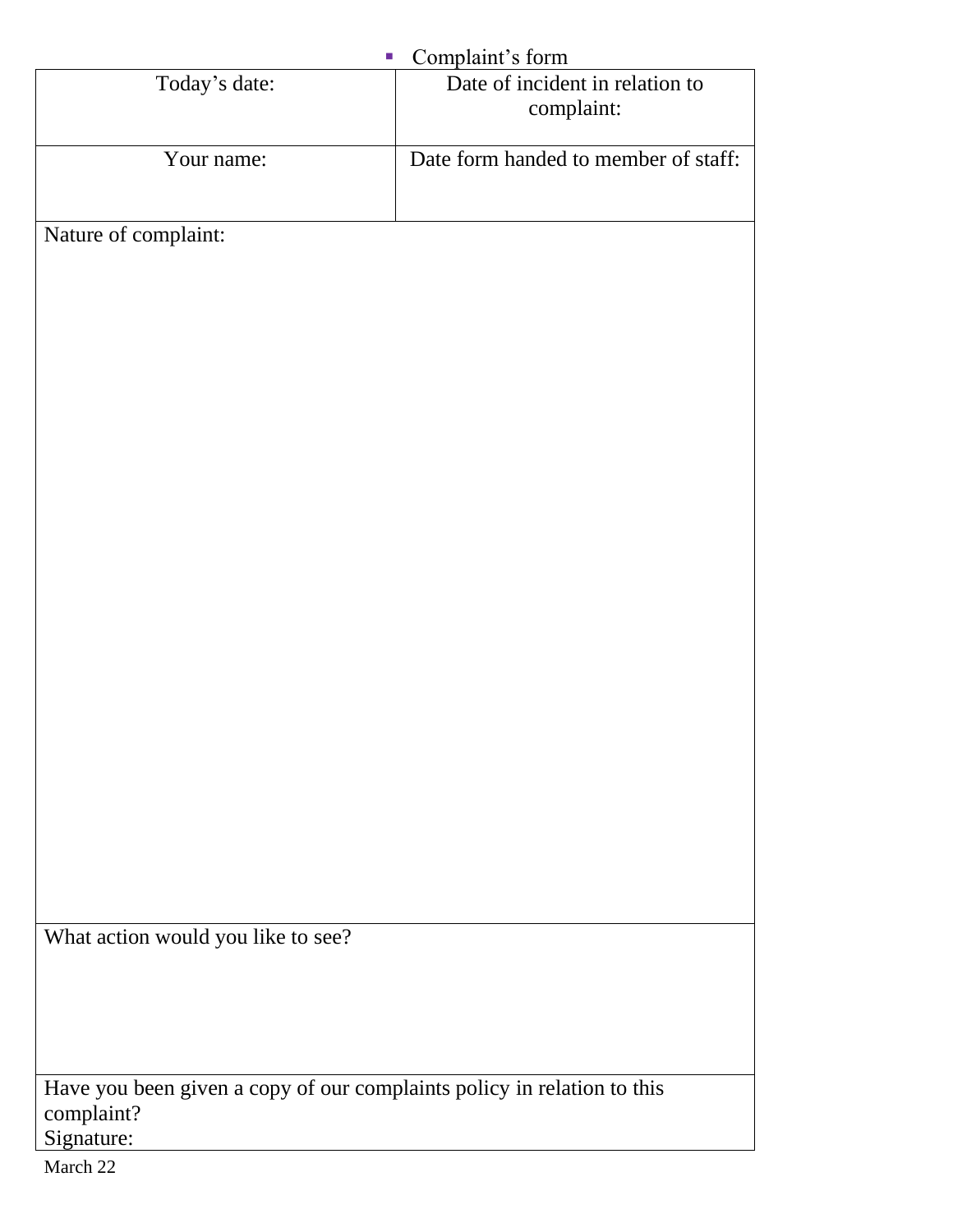- Complaint's form

| Today's date: | Date of incident in relation to complaint: |
| --- | --- |
| **Your name:** | **Date form handed to member of staff:** |
| Nature of complaint: | |
| What action would you like to see? | |
| Have you been given a copy of our complaints policy in relation to this complaint?<br>Signature: | |

March 22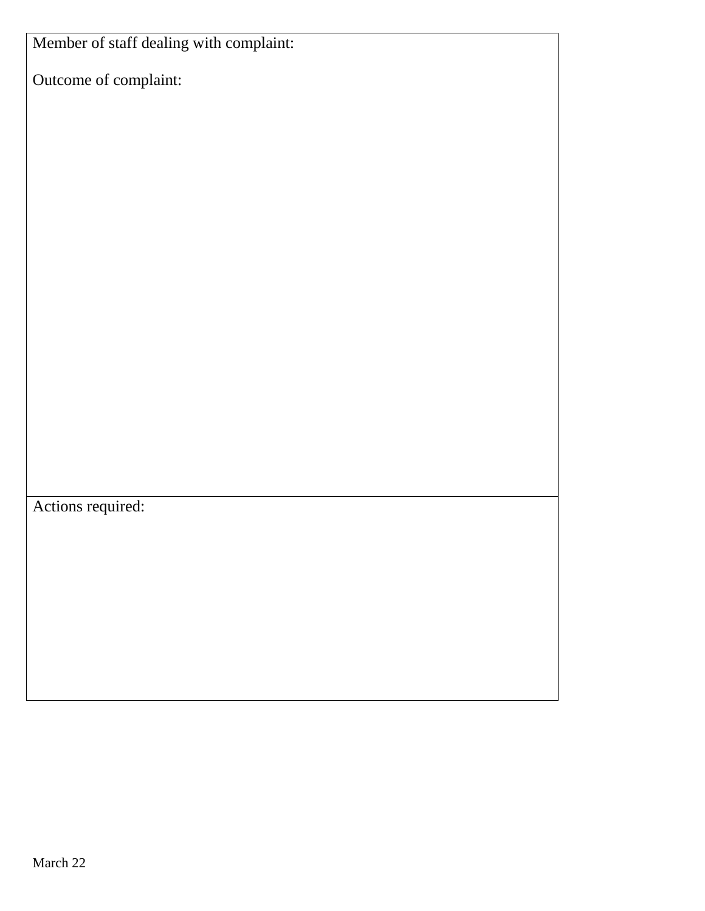| |
|---|
| Member of staff dealing with complaint:<br><br>Outcome of complaint: |
| Actions required: |

March 22